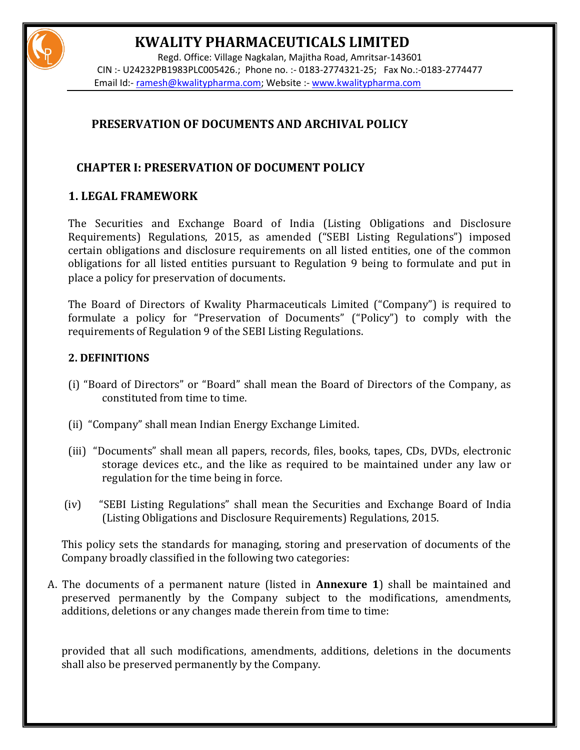# KWALITY PHARMACEUTICALS LIMITED

Regd. Office: Village Nagkalan, Majitha Road, Amritsar-143601
CIN :- U24232PB1983PLC005426.; Phone no. :- 0183-2774321-25; Fax No.:-0183-2774477
Email Id:- ramesh@kwalitypharma.com; Website :- www.kwalitypharma.com

## PRESERVATION OF DOCUMENTS AND ARCHIVAL POLICY

## CHAPTER I: PRESERVATION OF DOCUMENT POLICY

### 1. LEGAL FRAMEWORK

The Securities and Exchange Board of India (Listing Obligations and Disclosure Requirements) Regulations, 2015, as amended ("SEBI Listing Regulations") imposed certain obligations and disclosure requirements on all listed entities, one of the common obligations for all listed entities pursuant to Regulation 9 being to formulate and put in place a policy for preservation of documents.

The Board of Directors of Kwality Pharmaceuticals Limited ("Company") is required to formulate a policy for "Preservation of Documents" ("Policy") to comply with the requirements of Regulation 9 of the SEBI Listing Regulations.

### 2. DEFINITIONS

(i) "Board of Directors" or "Board" shall mean the Board of Directors of the Company, as constituted from time to time.

(ii) "Company" shall mean Indian Energy Exchange Limited.

(iii) "Documents" shall mean all papers, records, files, books, tapes, CDs, DVDs, electronic storage devices etc., and the like as required to be maintained under any law or regulation for the time being in force.

(iv) "SEBI Listing Regulations" shall mean the Securities and Exchange Board of India (Listing Obligations and Disclosure Requirements) Regulations, 2015.

This policy sets the standards for managing, storing and preservation of documents of the Company broadly classified in the following two categories:

A. The documents of a permanent nature (listed in **Annexure 1**) shall be maintained and preserved permanently by the Company subject to the modifications, amendments, additions, deletions or any changes made therein from time to time:

provided that all such modifications, amendments, additions, deletions in the documents shall also be preserved permanently by the Company.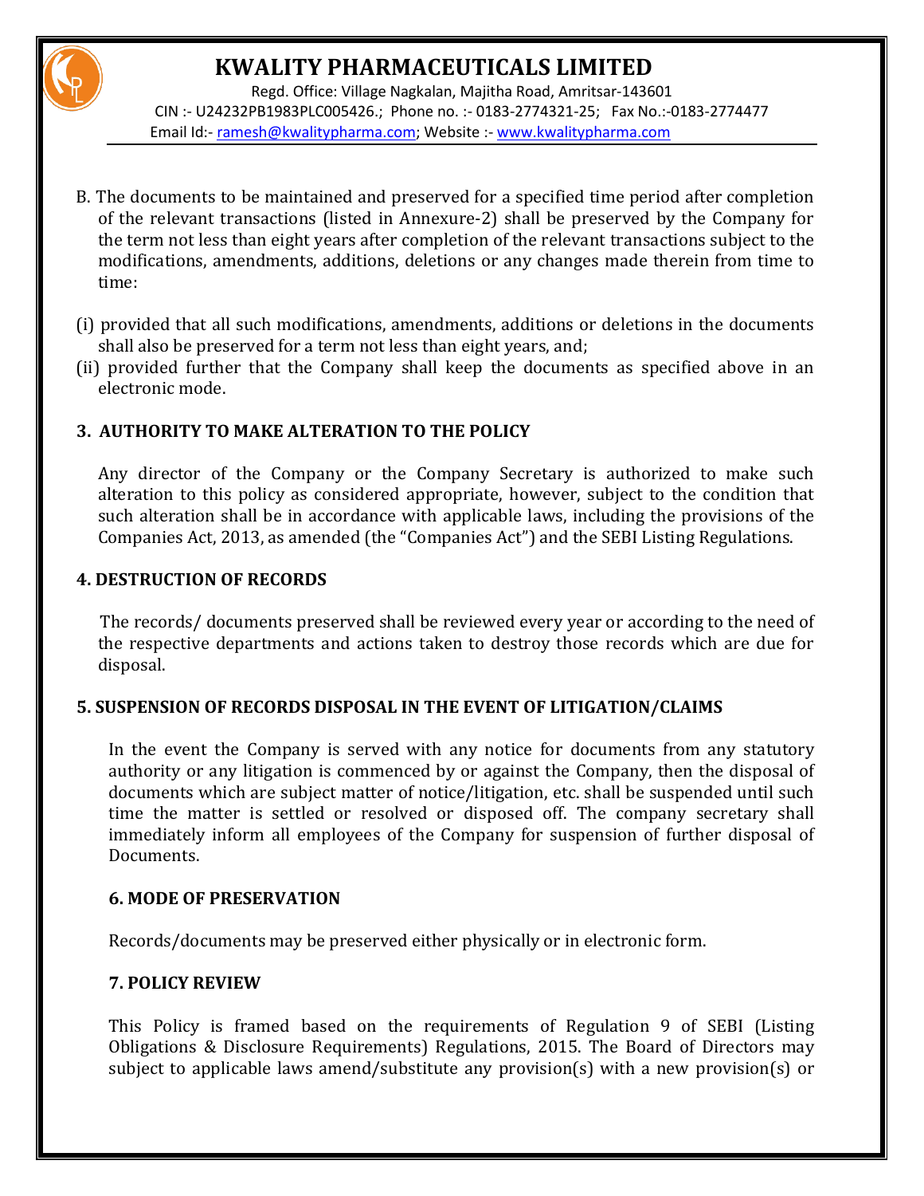B. The documents to be maintained and preserved for a specified time period after completion of the relevant transactions (listed in Annexure-2) shall be preserved by the Company for the term not less than eight years after completion of the relevant transactions subject to the modifications, amendments, additions, deletions or any changes made therein from time to time:

(i) provided that all such modifications, amendments, additions or deletions in the documents shall also be preserved for a term not less than eight years, and;

(ii) provided further that the Company shall keep the documents as specified above in an electronic mode.

## 3. AUTHORITY TO MAKE ALTERATION TO THE POLICY

Any director of the Company or the Company Secretary is authorized to make such alteration to this policy as considered appropriate, however, subject to the condition that such alteration shall be in accordance with applicable laws, including the provisions of the Companies Act, 2013, as amended (the "Companies Act") and the SEBI Listing Regulations.

## 4. DESTRUCTION OF RECORDS

The records/ documents preserved shall be reviewed every year or according to the need of the respective departments and actions taken to destroy those records which are due for disposal.

## 5. SUSPENSION OF RECORDS DISPOSAL IN THE EVENT OF LITIGATION/CLAIMS

In the event the Company is served with any notice for documents from any statutory authority or any litigation is commenced by or against the Company, then the disposal of documents which are subject matter of notice/litigation, etc. shall be suspended until such time the matter is settled or resolved or disposed off. The company secretary shall immediately inform all employees of the Company for suspension of further disposal of Documents.

## 6. MODE OF PRESERVATION

Records/documents may be preserved either physically or in electronic form.

## 7. POLICY REVIEW

This Policy is framed based on the requirements of Regulation 9 of SEBI (Listing Obligations & Disclosure Requirements) Regulations, 2015. The Board of Directors may subject to applicable laws amend/substitute any provision(s) with a new provision(s) or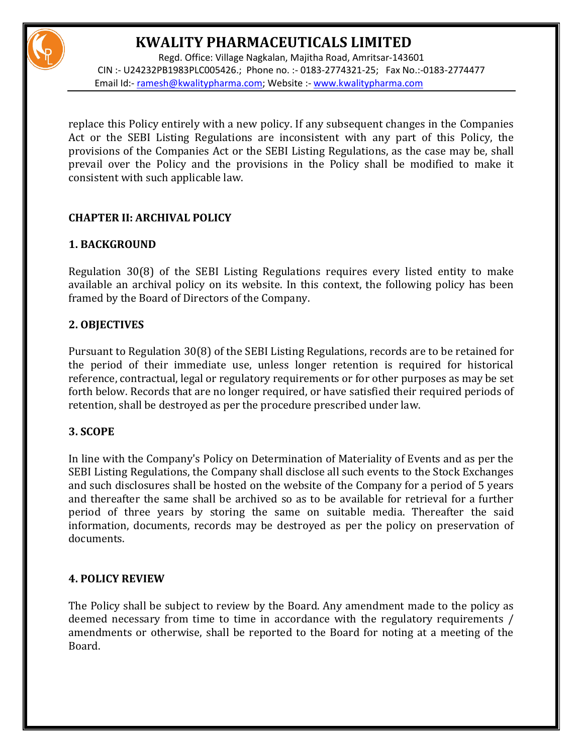replace this Policy entirely with a new policy. If any subsequent changes in the Companies Act or the SEBI Listing Regulations are inconsistent with any part of this Policy, the provisions of the Companies Act or the SEBI Listing Regulations, as the case may be, shall prevail over the Policy and the provisions in the Policy shall be modified to make it consistent with such applicable law.

## CHAPTER II: ARCHIVAL POLICY

### 1. BACKGROUND

Regulation 30(8) of the SEBI Listing Regulations requires every listed entity to make available an archival policy on its website. In this context, the following policy has been framed by the Board of Directors of the Company.

### 2. OBJECTIVES

Pursuant to Regulation 30(8) of the SEBI Listing Regulations, records are to be retained for the period of their immediate use, unless longer retention is required for historical reference, contractual, legal or regulatory requirements or for other purposes as may be set forth below. Records that are no longer required, or have satisfied their required periods of retention, shall be destroyed as per the procedure prescribed under law.

### 3. SCOPE

In line with the Company's Policy on Determination of Materiality of Events and as per the SEBI Listing Regulations, the Company shall disclose all such events to the Stock Exchanges and such disclosures shall be hosted on the website of the Company for a period of 5 years and thereafter the same shall be archived so as to be available for retrieval for a further period of three years by storing the same on suitable media. Thereafter the said information, documents, records may be destroyed as per the policy on preservation of documents.

### 4. POLICY REVIEW

The Policy shall be subject to review by the Board. Any amendment made to the policy as deemed necessary from time to time in accordance with the regulatory requirements / amendments or otherwise, shall be reported to the Board for noting at a meeting of the Board.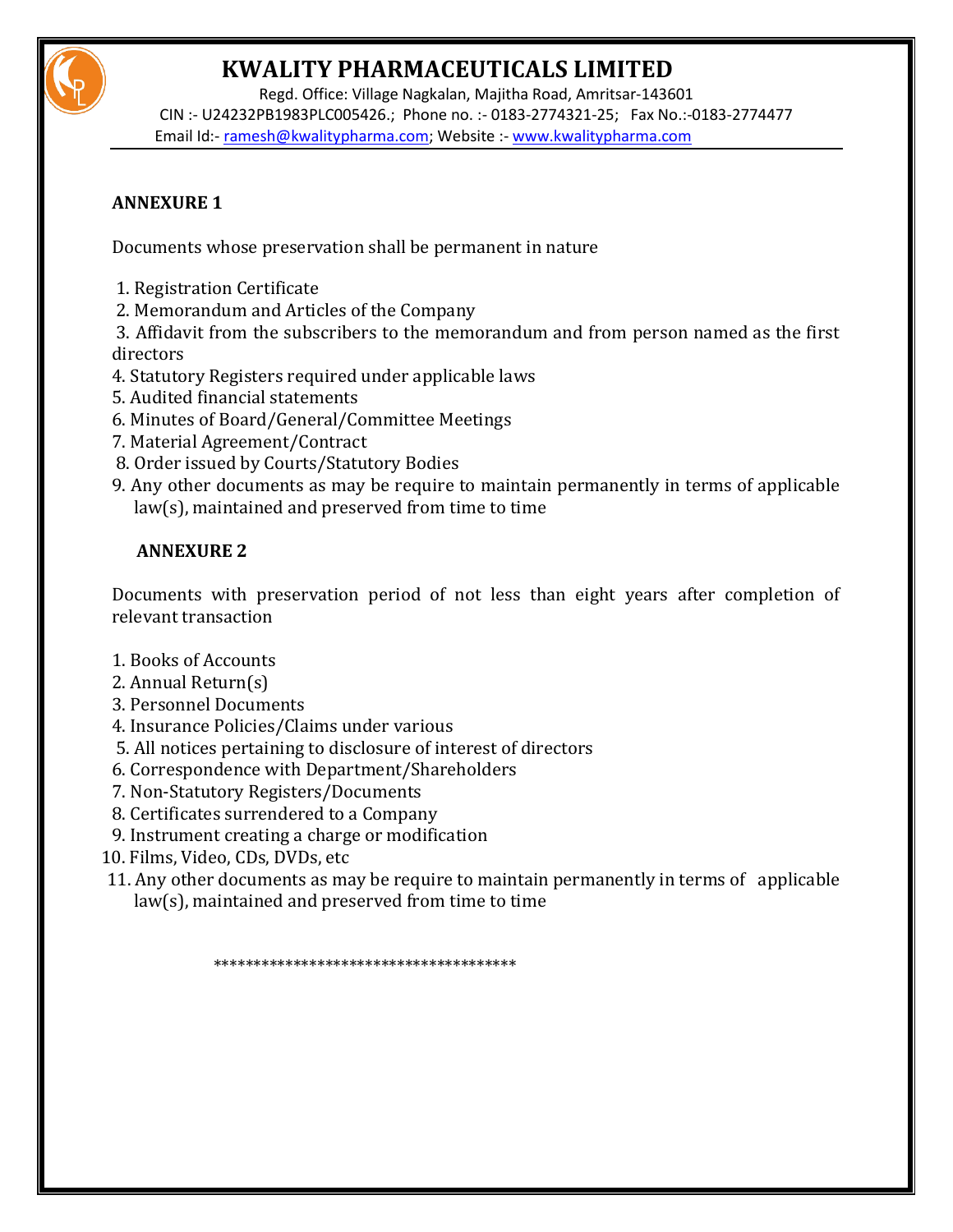# KWALITY PHARMACEUTICALS LIMITED

Regd. Office: Village Nagkalan, Majitha Road, Amritsar-143601
CIN :- U24232PB1983PLC005426.; Phone no. :- 0183-2774321-25; Fax No.:-0183-2774477
Email Id:- ramesh@kwalitypharma.com; Website :- www.kwalitypharma.com

**ANNEXURE 1**

Documents whose preservation shall be permanent in nature

1. Registration Certificate
2. Memorandum and Articles of the Company
3. Affidavit from the subscribers to the memorandum and from person named as the first directors
4. Statutory Registers required under applicable laws
5. Audited financial statements
6. Minutes of Board/General/Committee Meetings
7. Material Agreement/Contract
8. Order issued by Courts/Statutory Bodies
9. Any other documents as may be require to maintain permanently in terms of applicable law(s), maintained and preserved from time to time

**ANNEXURE 2**

Documents with preservation period of not less than eight years after completion of relevant transaction

1. Books of Accounts
2. Annual Return(s)
3. Personnel Documents
4. Insurance Policies/Claims under various
5. All notices pertaining to disclosure of interest of directors
6. Correspondence with Department/Shareholders
7. Non-Statutory Registers/Documents
8. Certificates surrendered to a Company
9. Instrument creating a charge or modification
10. Films, Video, CDs, DVDs, etc
11. Any other documents as may be require to maintain permanently in terms of applicable law(s), maintained and preserved from time to time

*************************************